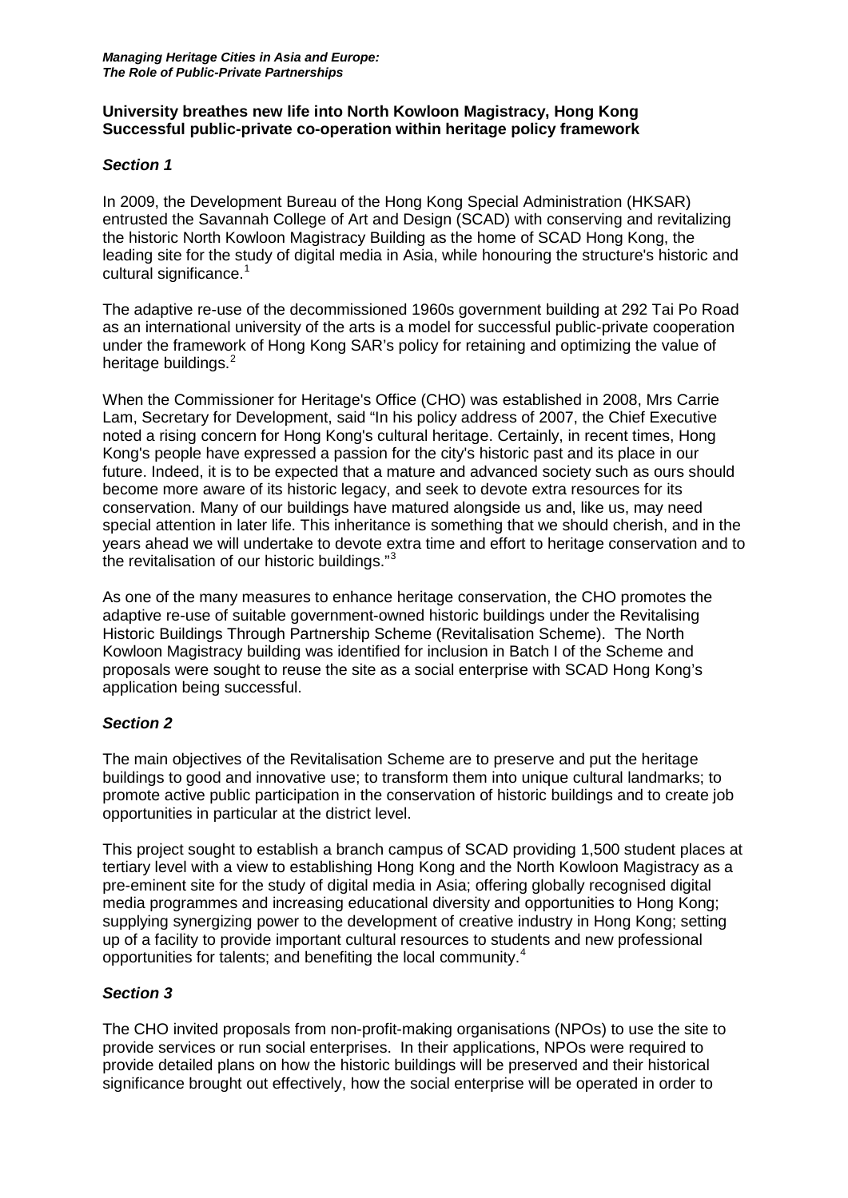**University breathes new life into North Kowloon Magistracy, Hong Kong**
**Successful public-private co-operation within heritage policy framework**

### *Section 1*

In 2009, the Development Bureau of the Hong Kong Special Administration (HKSAR) entrusted the Savannah College of Art and Design (SCAD) with conserving and revitalizing the historic North Kowloon Magistracy Building as the home of SCAD Hong Kong, the leading site for the study of digital media in Asia, while honouring the structure's historic and cultural significance.[1]

The adaptive re-use of the decommissioned 1960s government building at 292 Tai Po Road as an international university of the arts is a model for successful public-private cooperation under the framework of Hong Kong SAR's policy for retaining and optimizing the value of heritage buildings.[2]

When the Commissioner for Heritage's Office (CHO) was established in 2008, Mrs Carrie Lam, Secretary for Development, said "In his policy address of 2007, the Chief Executive noted a rising concern for Hong Kong's cultural heritage. Certainly, in recent times, Hong Kong's people have expressed a passion for the city's historic past and its place in our future. Indeed, it is to be expected that a mature and advanced society such as ours should become more aware of its historic legacy, and seek to devote extra resources for its conservation. Many of our buildings have matured alongside us and, like us, may need special attention in later life. This inheritance is something that we should cherish, and in the years ahead we will undertake to devote extra time and effort to heritage conservation and to the revitalisation of our historic buildings."[3]

As one of the many measures to enhance heritage conservation, the CHO promotes the adaptive re-use of suitable government-owned historic buildings under the Revitalising Historic Buildings Through Partnership Scheme (Revitalisation Scheme). The North Kowloon Magistracy building was identified for inclusion in Batch I of the Scheme and proposals were sought to reuse the site as a social enterprise with SCAD Hong Kong's application being successful.

### *Section 2*

The main objectives of the Revitalisation Scheme are to preserve and put the heritage buildings to good and innovative use; to transform them into unique cultural landmarks; to promote active public participation in the conservation of historic buildings and to create job opportunities in particular at the district level.

This project sought to establish a branch campus of SCAD providing 1,500 student places at tertiary level with a view to establishing Hong Kong and the North Kowloon Magistracy as a pre-eminent site for the study of digital media in Asia; offering globally recognised digital media programmes and increasing educational diversity and opportunities to Hong Kong; supplying synergizing power to the development of creative industry in Hong Kong; setting up of a facility to provide important cultural resources to students and new professional opportunities for talents; and benefiting the local community.[4]

### *Section 3*

The CHO invited proposals from non-profit-making organisations (NPOs) to use the site to provide services or run social enterprises. In their applications, NPOs were required to provide detailed plans on how the historic buildings will be preserved and their historical significance brought out effectively, how the social enterprise will be operated in order to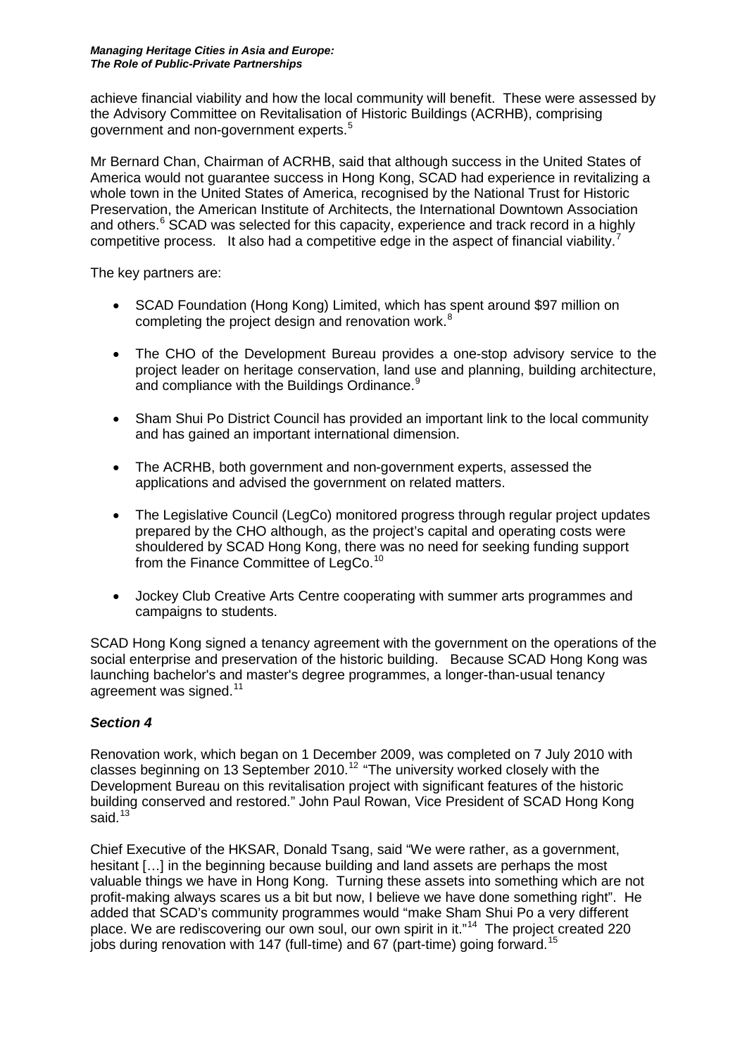achieve financial viability and how the local community will benefit. These were assessed by the Advisory Committee on Revitalisation of Historic Buildings (ACRHB), comprising government and non-government experts.[5]

Mr Bernard Chan, Chairman of ACRHB, said that although success in the United States of America would not guarantee success in Hong Kong, SCAD had experience in revitalizing a whole town in the United States of America, recognised by the National Trust for Historic Preservation, the American Institute of Architects, the International Downtown Association and others.[6] SCAD was selected for this capacity, experience and track record in a highly competitive process. It also had a competitive edge in the aspect of financial viability.[7]

The key partners are:

- SCAD Foundation (Hong Kong) Limited, which has spent around $97 million on completing the project design and renovation work.[8]
- The CHO of the Development Bureau provides a one-stop advisory service to the project leader on heritage conservation, land use and planning, building architecture, and compliance with the Buildings Ordinance.[9]
- Sham Shui Po District Council has provided an important link to the local community and has gained an important international dimension.
- The ACRHB, both government and non-government experts, assessed the applications and advised the government on related matters.
- The Legislative Council (LegCo) monitored progress through regular project updates prepared by the CHO although, as the project's capital and operating costs were shouldered by SCAD Hong Kong, there was no need for seeking funding support from the Finance Committee of LegCo.[10]
- Jockey Club Creative Arts Centre cooperating with summer arts programmes and campaigns to students.

SCAD Hong Kong signed a tenancy agreement with the government on the operations of the social enterprise and preservation of the historic building. Because SCAD Hong Kong was launching bachelor's and master's degree programmes, a longer-than-usual tenancy agreement was signed.[11]

### *Section 4*

Renovation work, which began on 1 December 2009, was completed on 7 July 2010 with classes beginning on 13 September 2010.[12] "The university worked closely with the Development Bureau on this revitalisation project with significant features of the historic building conserved and restored." John Paul Rowan, Vice President of SCAD Hong Kong said.[13]

Chief Executive of the HKSAR, Donald Tsang, said "We were rather, as a government, hesitant […] in the beginning because building and land assets are perhaps the most valuable things we have in Hong Kong. Turning these assets into something which are not profit-making always scares us a bit but now, I believe we have done something right". He added that SCAD's community programmes would "make Sham Shui Po a very different place. We are rediscovering our own soul, our own spirit in it."[14] The project created 220 jobs during renovation with 147 (full-time) and 67 (part-time) going forward.[15]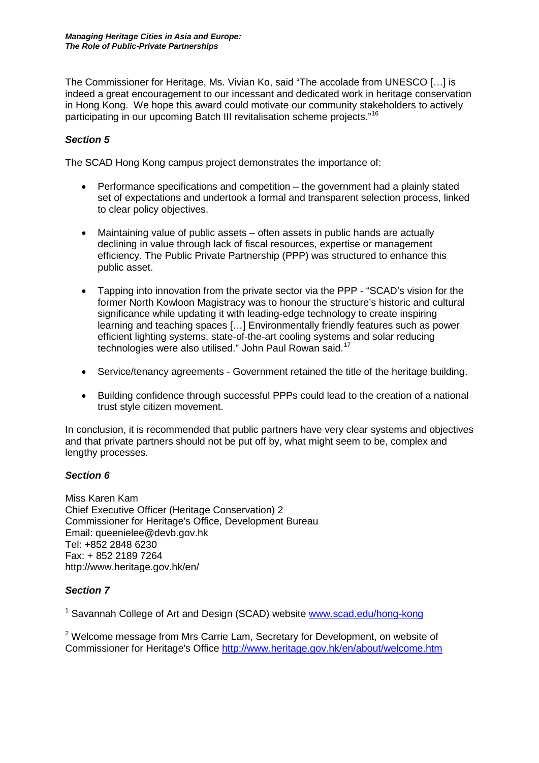The Commissioner for Heritage, Ms. Vivian Ko, said "The accolade from UNESCO […] is indeed a great encouragement to our incessant and dedicated work in heritage conservation in Hong Kong. We hope this award could motivate our community stakeholders to actively participating in our upcoming Batch III revitalisation scheme projects."[16]

### *Section 5*

The SCAD Hong Kong campus project demonstrates the importance of:

- Performance specifications and competition – the government had a plainly stated set of expectations and undertook a formal and transparent selection process, linked to clear policy objectives.

- Maintaining value of public assets – often assets in public hands are actually declining in value through lack of fiscal resources, expertise or management efficiency. The Public Private Partnership (PPP) was structured to enhance this public asset.

- Tapping into innovation from the private sector via the PPP - "SCAD's vision for the former North Kowloon Magistracy was to honour the structure's historic and cultural significance while updating it with leading-edge technology to create inspiring learning and teaching spaces […] Environmentally friendly features such as power efficient lighting systems, state-of-the-art cooling systems and solar reducing technologies were also utilised." John Paul Rowan said.[17]

- Service/tenancy agreements - Government retained the title of the heritage building.

- Building confidence through successful PPPs could lead to the creation of a national trust style citizen movement.

In conclusion, it is recommended that public partners have very clear systems and objectives and that private partners should not be put off by, what might seem to be, complex and lengthy processes.

### *Section 6*

Miss Karen Kam
Chief Executive Officer (Heritage Conservation) 2
Commissioner for Heritage's Office, Development Bureau
Email: queenielee@devb.gov.hk
Tel: +852 2848 6230
Fax: + 852 2189 7264
http://www.heritage.gov.hk/en/

### *Section 7*

[1] Savannah College of Art and Design (SCAD) website www.scad.edu/hong-kong

[2] Welcome message from Mrs Carrie Lam, Secretary for Development, on website of Commissioner for Heritage's Office http://www.heritage.gov.hk/en/about/welcome.htm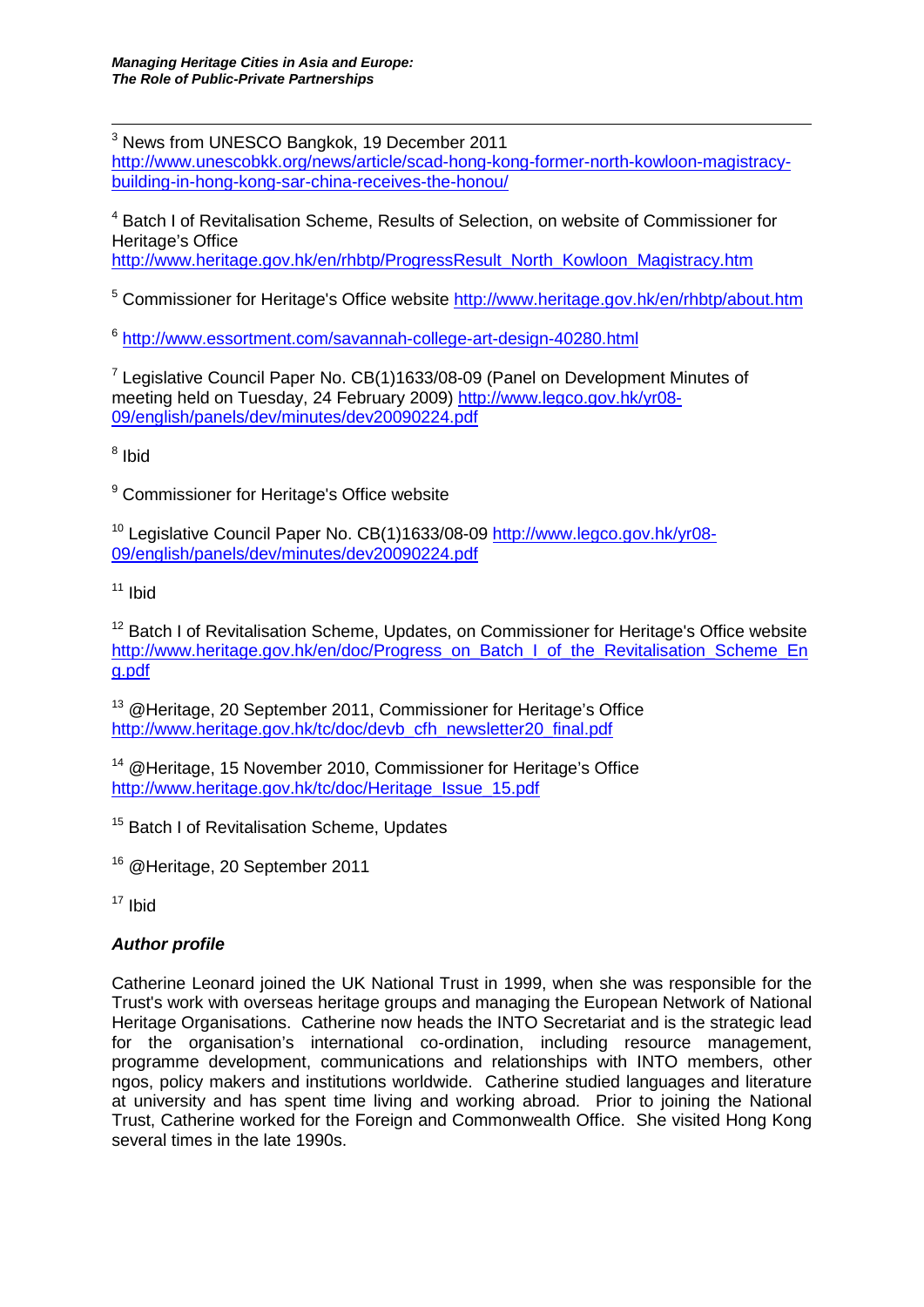[3] News from UNESCO Bangkok, 19 December 2011 http://www.unescobkk.org/news/article/scad-hong-kong-former-north-kowloon-magistracy-building-in-hong-kong-sar-china-receives-the-honou/

[4] Batch I of Revitalisation Scheme, Results of Selection, on website of Commissioner for Heritage's Office http://www.heritage.gov.hk/en/rhbtp/ProgressResult_North_Kowloon_Magistracy.htm

[5] Commissioner for Heritage's Office website http://www.heritage.gov.hk/en/rhbtp/about.htm

[6] http://www.essortment.com/savannah-college-art-design-40280.html

[7] Legislative Council Paper No. CB(1)1633/08-09 (Panel on Development Minutes of meeting held on Tuesday, 24 February 2009) http://www.legco.gov.hk/yr08-09/english/panels/dev/minutes/dev20090224.pdf

[8] Ibid

[9] Commissioner for Heritage's Office website

[10] Legislative Council Paper No. CB(1)1633/08-09 http://www.legco.gov.hk/yr08-09/english/panels/dev/minutes/dev20090224.pdf

[11] Ibid

[12] Batch I of Revitalisation Scheme, Updates, on Commissioner for Heritage's Office website http://www.heritage.gov.hk/en/doc/Progress_on_Batch_I_of_the_Revitalisation_Scheme_Eng.pdf

[13] @Heritage, 20 September 2011, Commissioner for Heritage's Office http://www.heritage.gov.hk/tc/doc/devb_cfh_newsletter20_final.pdf

[14] @Heritage, 15 November 2010, Commissioner for Heritage's Office http://www.heritage.gov.hk/tc/doc/Heritage_Issue_15.pdf

[15] Batch I of Revitalisation Scheme, Updates

[16] @Heritage, 20 September 2011

[17] Ibid

### *Author profile*

Catherine Leonard joined the UK National Trust in 1999, when she was responsible for the Trust's work with overseas heritage groups and managing the European Network of National Heritage Organisations. Catherine now heads the INTO Secretariat and is the strategic lead for the organisation's international co-ordination, including resource management, programme development, communications and relationships with INTO members, other ngos, policy makers and institutions worldwide. Catherine studied languages and literature at university and has spent time living and working abroad. Prior to joining the National Trust, Catherine worked for the Foreign and Commonwealth Office. She visited Hong Kong several times in the late 1990s.